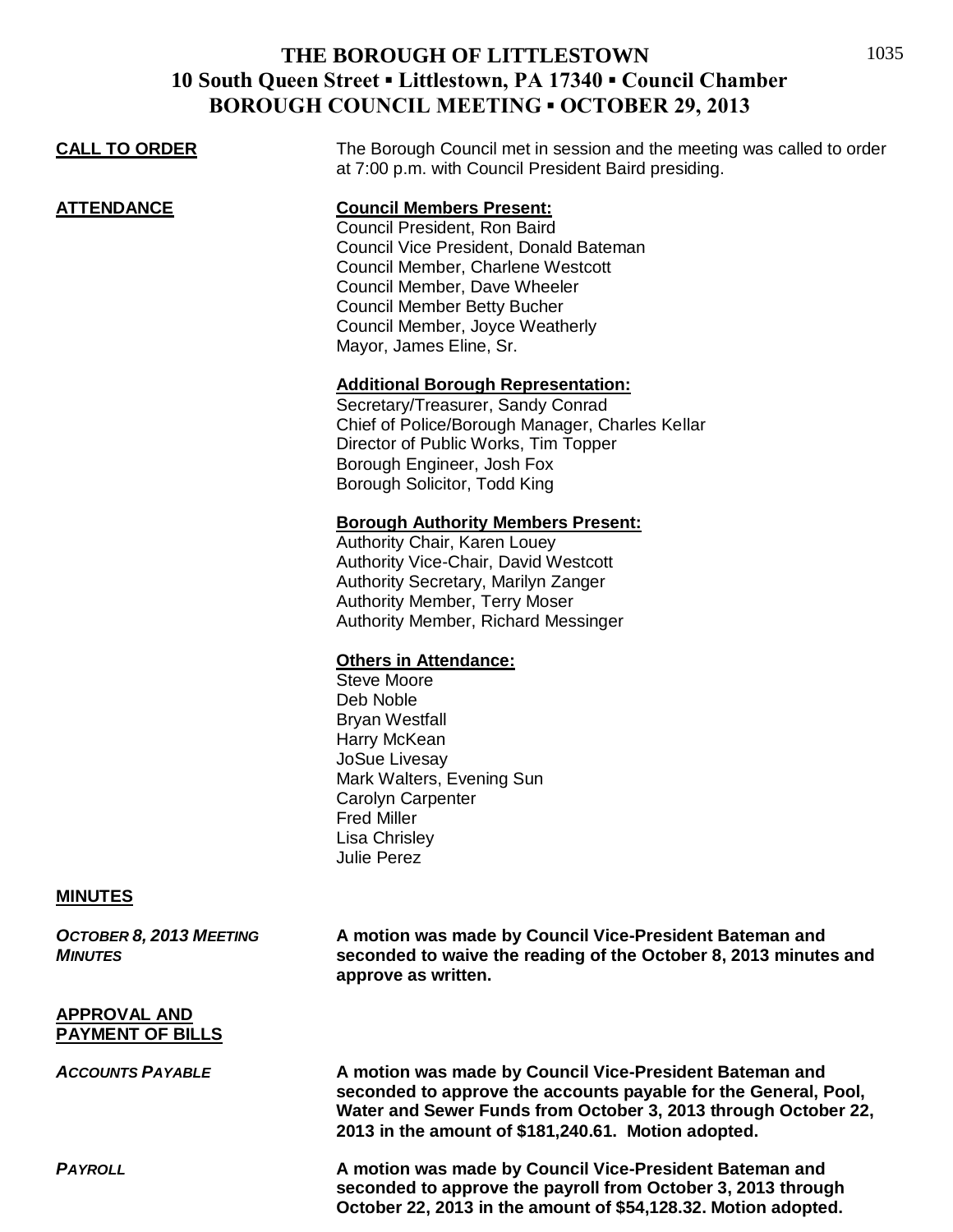# THE BOROUGH OF LITTLESTOWN
## 10 South Queen Street ▪ Littlestown, PA 17340 ▪ Council Chamber
## BOROUGH COUNCIL MEETING ▪ OCTOBER 29, 2013

**CALL TO ORDER**

The Borough Council met in session and the meeting was called to order at 7:00 p.m. with Council President Baird presiding.

**ATTENDANCE**

**Council Members Present:**
Council President, Ron Baird
Council Vice President, Donald Bateman
Council Member, Charlene Westcott
Council Member, Dave Wheeler
Council Member Betty Bucher
Council Member, Joyce Weatherly
Mayor, James Eline, Sr.

**Additional Borough Representation:**
Secretary/Treasurer, Sandy Conrad
Chief of Police/Borough Manager, Charles Kellar
Director of Public Works, Tim Topper
Borough Engineer, Josh Fox
Borough Solicitor, Todd King

**Borough Authority Members Present:**
Authority Chair, Karen Louey
Authority Vice-Chair, David Westcott
Authority Secretary, Marilyn Zanger
Authority Member, Terry Moser
Authority Member, Richard Messinger

**Others in Attendance:**
Steve Moore
Deb Noble
Bryan Westfall
Harry McKean
JoSue Livesay
Mark Walters, Evening Sun
Carolyn Carpenter
Fred Miller
Lisa Chrisley
Julie Perez

**MINUTES**

***OCTOBER 8, 2013 MEETING MINUTES***

**A motion was made by Council Vice-President Bateman and seconded to waive the reading of the October 8, 2013 minutes and approve as written.**

**APPROVAL AND PAYMENT OF BILLS**

***ACCOUNTS PAYABLE***

**A motion was made by Council Vice-President Bateman and seconded to approve the accounts payable for the General, Pool, Water and Sewer Funds from October 3, 2013 through October 22, 2013 in the amount of $181,240.61. Motion adopted.**

***PAYROLL***

**A motion was made by Council Vice-President Bateman and seconded to approve the payroll from October 3, 2013 through October 22, 2013 in the amount of $54,128.32. Motion adopted.**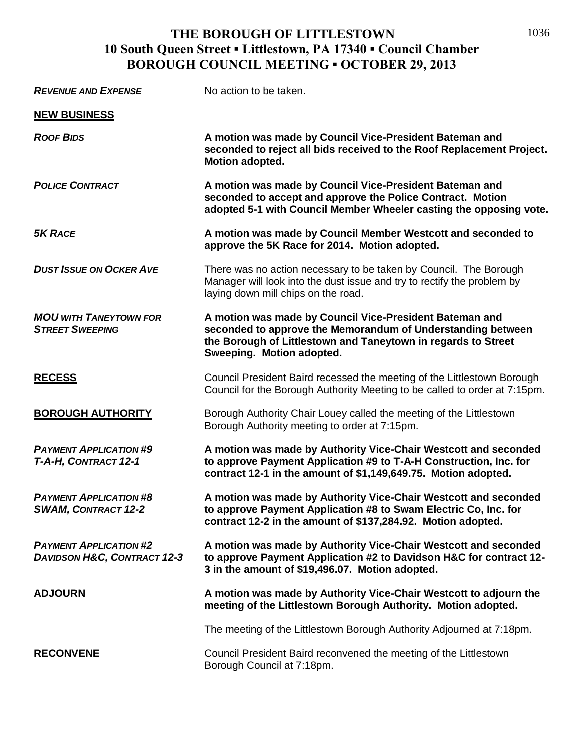# THE BOROUGH OF LITTLESTOWN
## 10 South Queen Street ▪ Littlestown, PA 17340 ▪ Council Chamber
## BOROUGH COUNCIL MEETING ▪ OCTOBER 29, 2013

***REVENUE AND EXPENSE*** No action to be taken.

**NEW BUSINESS**

***ROOF BIDS*** **A motion was made by Council Vice-President Bateman and seconded to reject all bids received to the Roof Replacement Project. Motion adopted.**

***POLICE CONTRACT*** **A motion was made by Council Vice-President Bateman and seconded to accept and approve the Police Contract. Motion adopted 5-1 with Council Member Wheeler casting the opposing vote.**

***5K RACE*** **A motion was made by Council Member Westcott and seconded to approve the 5K Race for 2014. Motion adopted.**

***DUST ISSUE ON OCKER AVE*** There was no action necessary to be taken by Council. The Borough Manager will look into the dust issue and try to rectify the problem by laying down mill chips on the road.

***MOU WITH TANEYTOWN FOR STREET SWEEPING*** **A motion was made by Council Vice-President Bateman and seconded to approve the Memorandum of Understanding between the Borough of Littlestown and Taneytown in regards to Street Sweeping. Motion adopted.**

**RECESS** Council President Baird recessed the meeting of the Littlestown Borough Council for the Borough Authority Meeting to be called to order at 7:15pm.

**BOROUGH AUTHORITY** Borough Authority Chair Louey called the meeting of the Littlestown Borough Authority meeting to order at 7:15pm.

***PAYMENT APPLICATION #9 T-A-H, CONTRACT 12-1*** **A motion was made by Authority Vice-Chair Westcott and seconded to approve Payment Application #9 to T-A-H Construction, Inc. for contract 12-1 in the amount of $1,149,649.75. Motion adopted.**

***PAYMENT APPLICATION #8 SWAM, CONTRACT 12-2*** **A motion was made by Authority Vice-Chair Westcott and seconded to approve Payment Application #8 to Swam Electric Co, Inc. for contract 12-2 in the amount of $137,284.92. Motion adopted.**

***PAYMENT APPLICATION #2 DAVIDSON H&C, CONTRACT 12-3*** **A motion was made by Authority Vice-Chair Westcott and seconded to approve Payment Application #2 to Davidson H&C for contract 12-3 in the amount of $19,496.07. Motion adopted.**

**ADJOURN** **A motion was made by Authority Vice-Chair Westcott to adjourn the meeting of the Littlestown Borough Authority. Motion adopted.**

The meeting of the Littlestown Borough Authority Adjourned at 7:18pm.

**RECONVENE** Council President Baird reconvened the meeting of the Littlestown Borough Council at 7:18pm.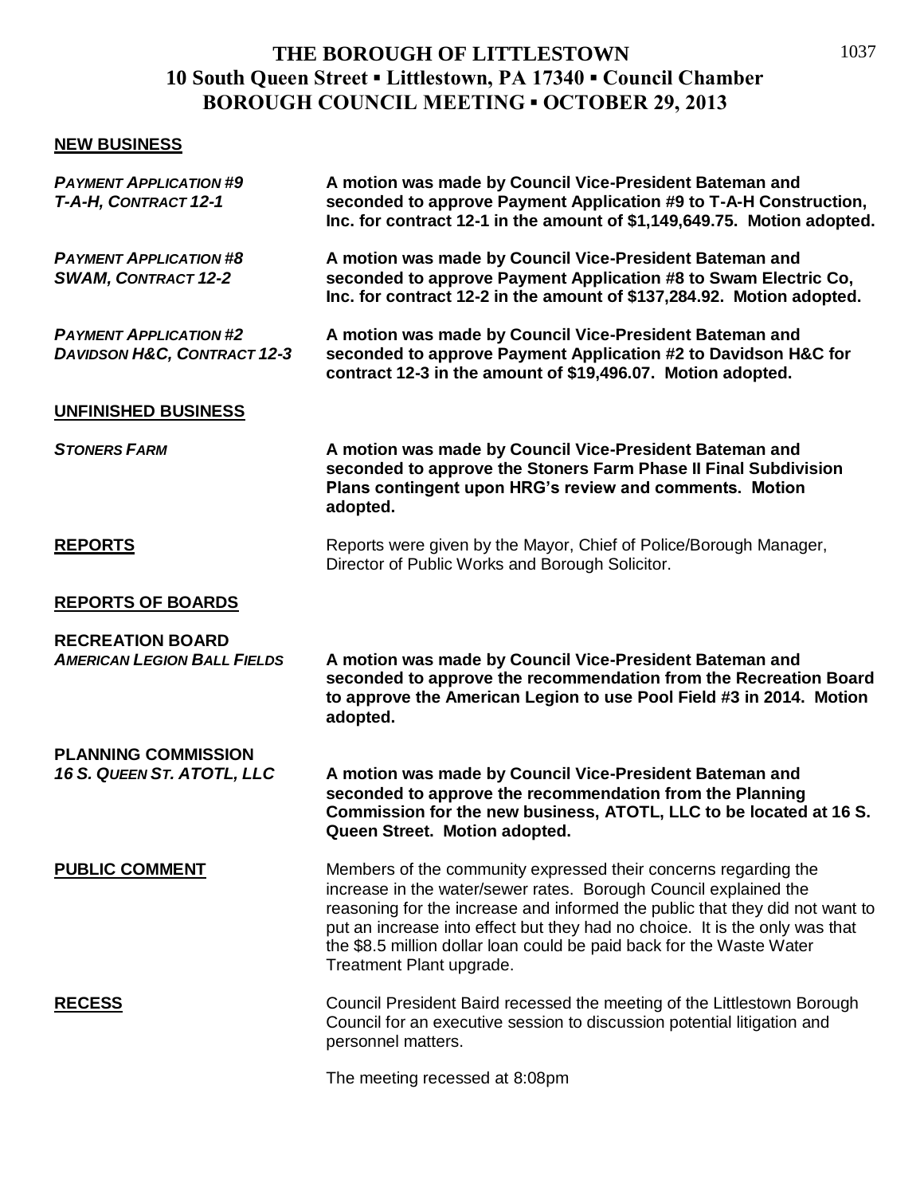# THE BOROUGH OF LITTLESTOWN
## 10 South Queen Street ▪ Littlestown, PA 17340 ▪ Council Chamber
## BOROUGH COUNCIL MEETING ▪ OCTOBER 29, 2013

### NEW BUSINESS

***PAYMENT APPLICATION #9 T-A-H, CONTRACT 12-1***

**A motion was made by Council Vice-President Bateman and seconded to approve Payment Application #9 to T-A-H Construction, Inc. for contract 12-1 in the amount of $1,149,649.75. Motion adopted.**

***PAYMENT APPLICATION #8 SWAM, CONTRACT 12-2***

**A motion was made by Council Vice-President Bateman and seconded to approve Payment Application #8 to Swam Electric Co, Inc. for contract 12-2 in the amount of $137,284.92. Motion adopted.**

***PAYMENT APPLICATION #2 DAVIDSON H&C, CONTRACT 12-3***

**A motion was made by Council Vice-President Bateman and seconded to approve Payment Application #2 to Davidson H&C for contract 12-3 in the amount of $19,496.07. Motion adopted.**

### UNFINISHED BUSINESS

***STONERS FARM***

**A motion was made by Council Vice-President Bateman and seconded to approve the Stoners Farm Phase II Final Subdivision Plans contingent upon HRG's review and comments. Motion adopted.**

### REPORTS

Reports were given by the Mayor, Chief of Police/Borough Manager, Director of Public Works and Borough Solicitor.

### REPORTS OF BOARDS

**RECREATION BOARD**

***AMERICAN LEGION BALL FIELDS***

**A motion was made by Council Vice-President Bateman and seconded to approve the recommendation from the Recreation Board to approve the American Legion to use Pool Field #3 in 2014. Motion adopted.**

**PLANNING COMMISSION**

***16 S. QUEEN ST. ATOTL, LLC***

**A motion was made by Council Vice-President Bateman and seconded to approve the recommendation from the Planning Commission for the new business, ATOTL, LLC to be located at 16 S. Queen Street. Motion adopted.**

### PUBLIC COMMENT

Members of the community expressed their concerns regarding the increase in the water/sewer rates. Borough Council explained the reasoning for the increase and informed the public that they did not want to put an increase into effect but they had no choice. It is the only was that the $8.5 million dollar loan could be paid back for the Waste Water Treatment Plant upgrade.

### RECESS

Council President Baird recessed the meeting of the Littlestown Borough Council for an executive session to discussion potential litigation and personnel matters.

The meeting recessed at 8:08pm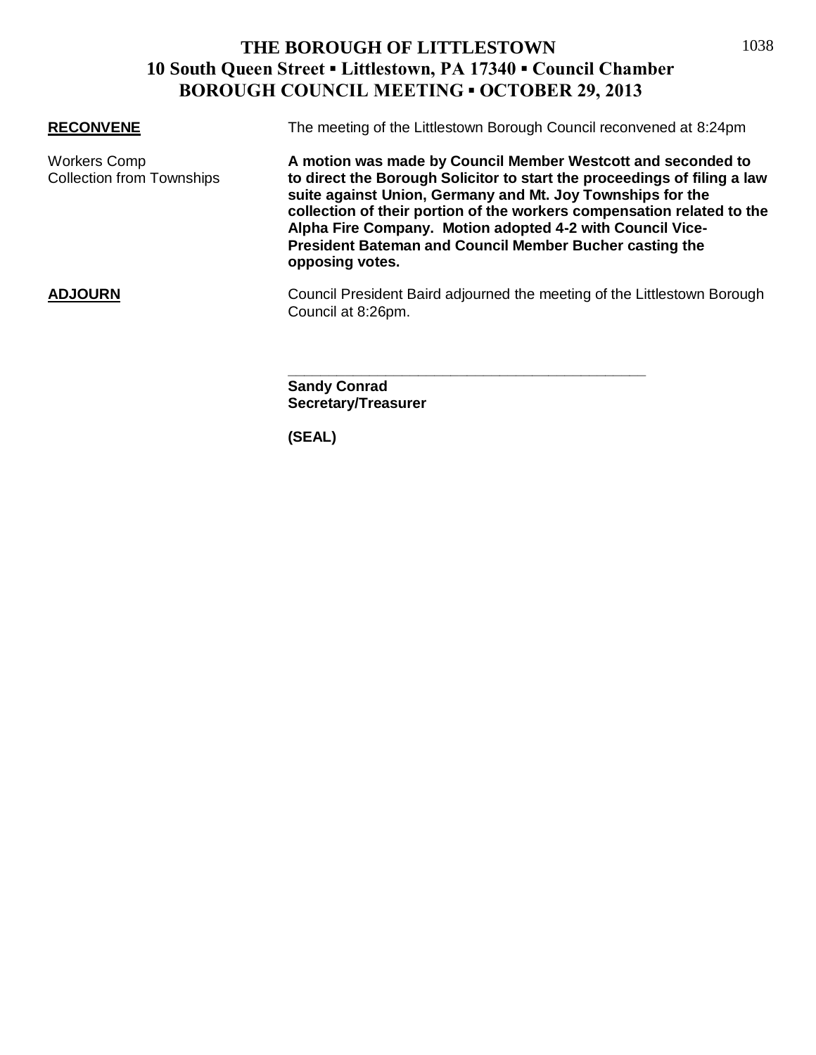# THE BOROUGH OF LITTLESTOWN
## 10 South Queen Street ▪ Littlestown, PA 17340 ▪ Council Chamber
## BOROUGH COUNCIL MEETING ▪ OCTOBER 29, 2013

**RECONVENE**

The meeting of the Littlestown Borough Council reconvened at 8:24pm

Workers Comp
Collection from Townships

**A motion was made by Council Member Westcott and seconded to to direct the Borough Solicitor to start the proceedings of filing a law suite against Union, Germany and Mt. Joy Townships for the collection of their portion of the workers compensation related to the Alpha Fire Company. Motion adopted 4-2 with Council Vice-President Bateman and Council Member Bucher casting the opposing votes.**

**ADJOURN**

Council President Baird adjourned the meeting of the Littlestown Borough Council at 8:26pm.

\_\_\_\_\_\_\_\_\_\_\_\_\_\_\_\_\_\_\_\_\_\_\_\_\_\_\_\_\_\_\_\_\_\_\_\_\_\_\_\_\_\_\_\_

**Sandy Conrad**
**Secretary/Treasurer**

**(SEAL)**